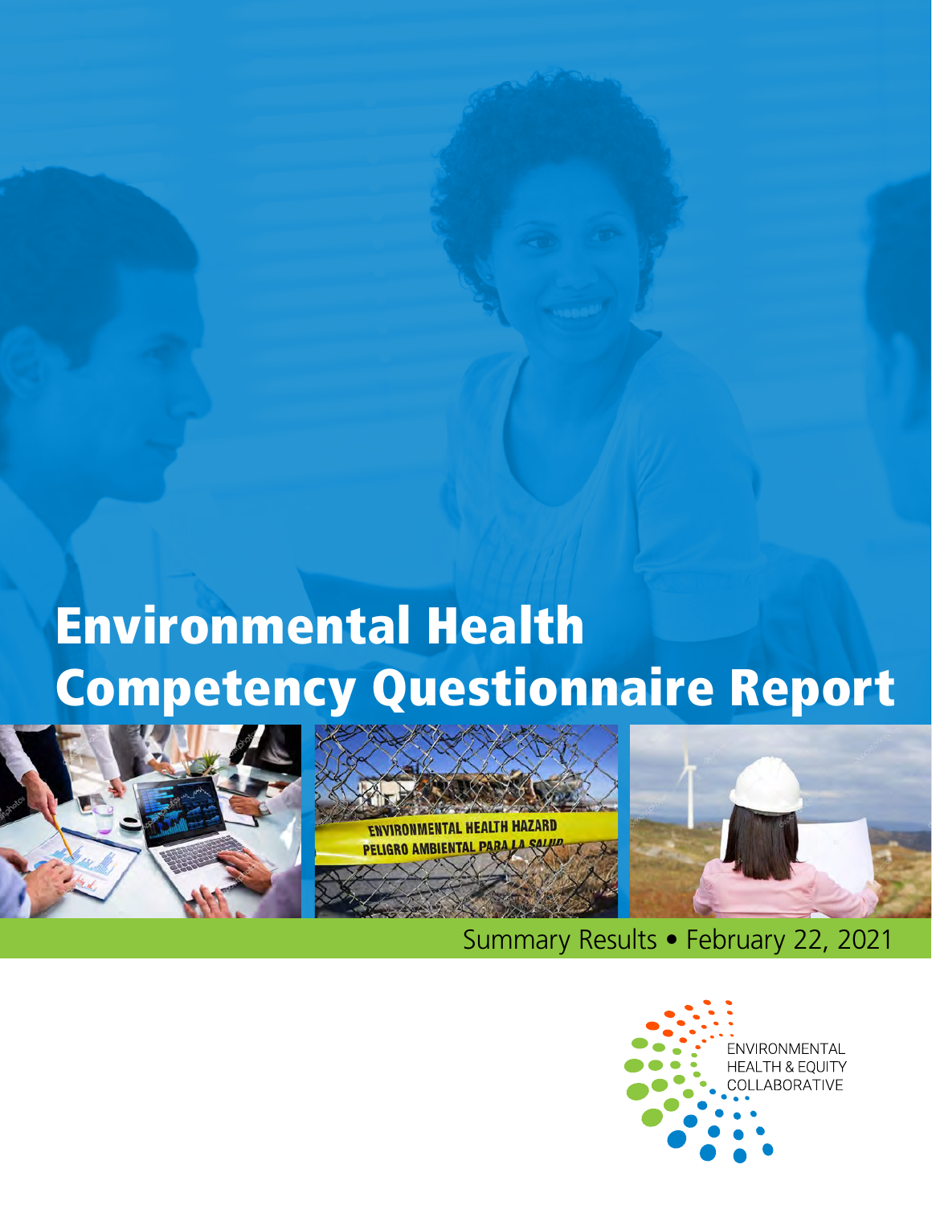# Environmental Health Competency Questionnaire Report

Summary Results • February 22, 2021

ENVIRONMENTAL HEALTH & EQUITY COLLABORATIVE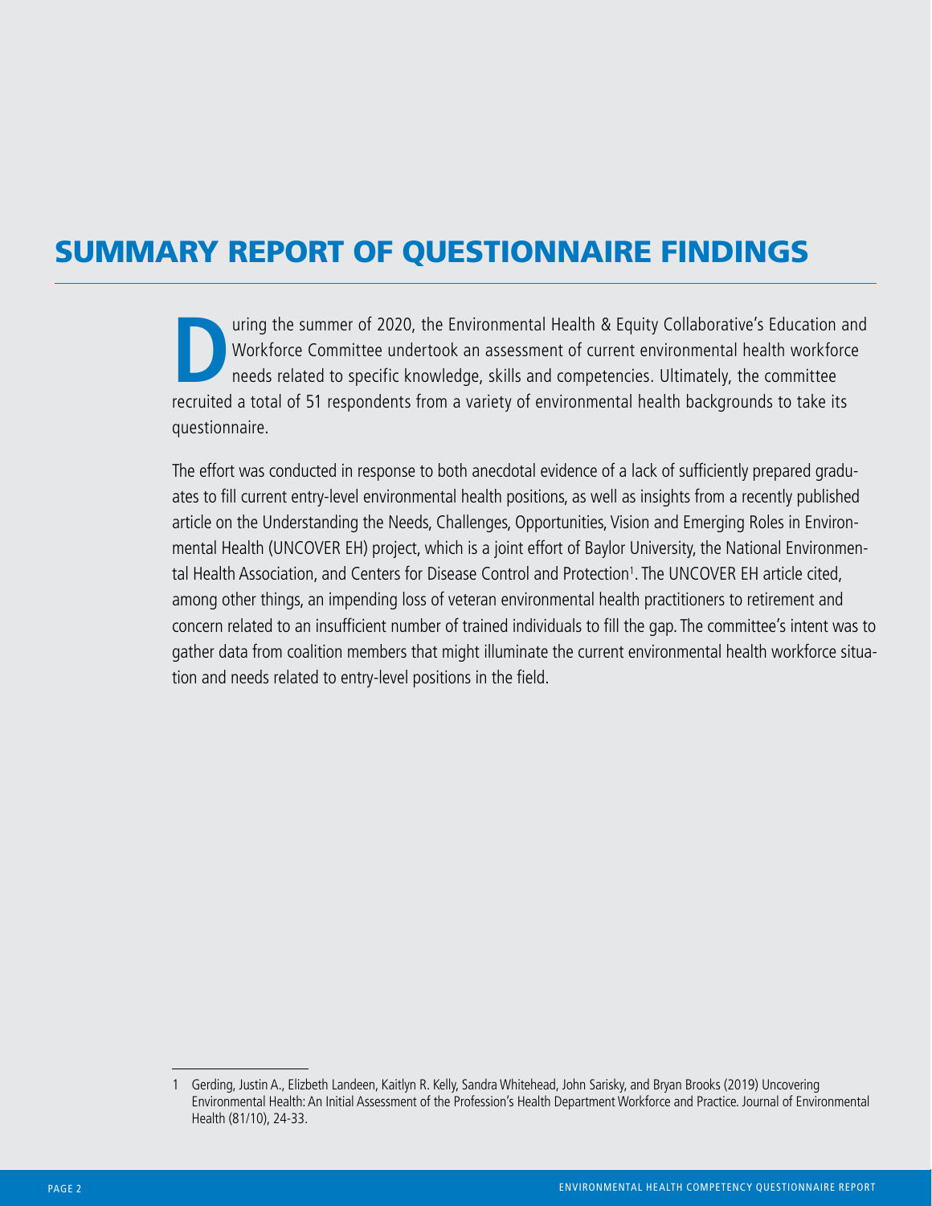# SUMMARY REPORT OF QUESTIONNAIRE FINDINGS

During the summer of 2020, the Environmental Health & Equity Collaborative's Education and Workforce Committee undertook an assessment of current environmental health workforce needs related to specific knowledge, skills and competencies. Ultimately, the committee recruited a total of 51 respondents from a variety of environmental health backgrounds to take its questionnaire.

The effort was conducted in response to both anecdotal evidence of a lack of sufficiently prepared graduates to fill current entry-level environmental health positions, as well as insights from a recently published article on the Understanding the Needs, Challenges, Opportunities, Vision and Emerging Roles in Environmental Health (UNCOVER EH) project, which is a joint effort of Baylor University, the National Environmental Health Association, and Centers for Disease Control and Protection[1]. The UNCOVER EH article cited, among other things, an impending loss of veteran environmental health practitioners to retirement and concern related to an insufficient number of trained individuals to fill the gap. The committee's intent was to gather data from coalition members that might illuminate the current environmental health workforce situation and needs related to entry-level positions in the field.

---

1 Gerding, Justin A., Elizbeth Landeen, Kaitlyn R. Kelly, Sandra Whitehead, John Sarisky, and Bryan Brooks (2019) Uncovering Environmental Health: An Initial Assessment of the Profession's Health Department Workforce and Practice. Journal of Environmental Health (81/10), 24-33.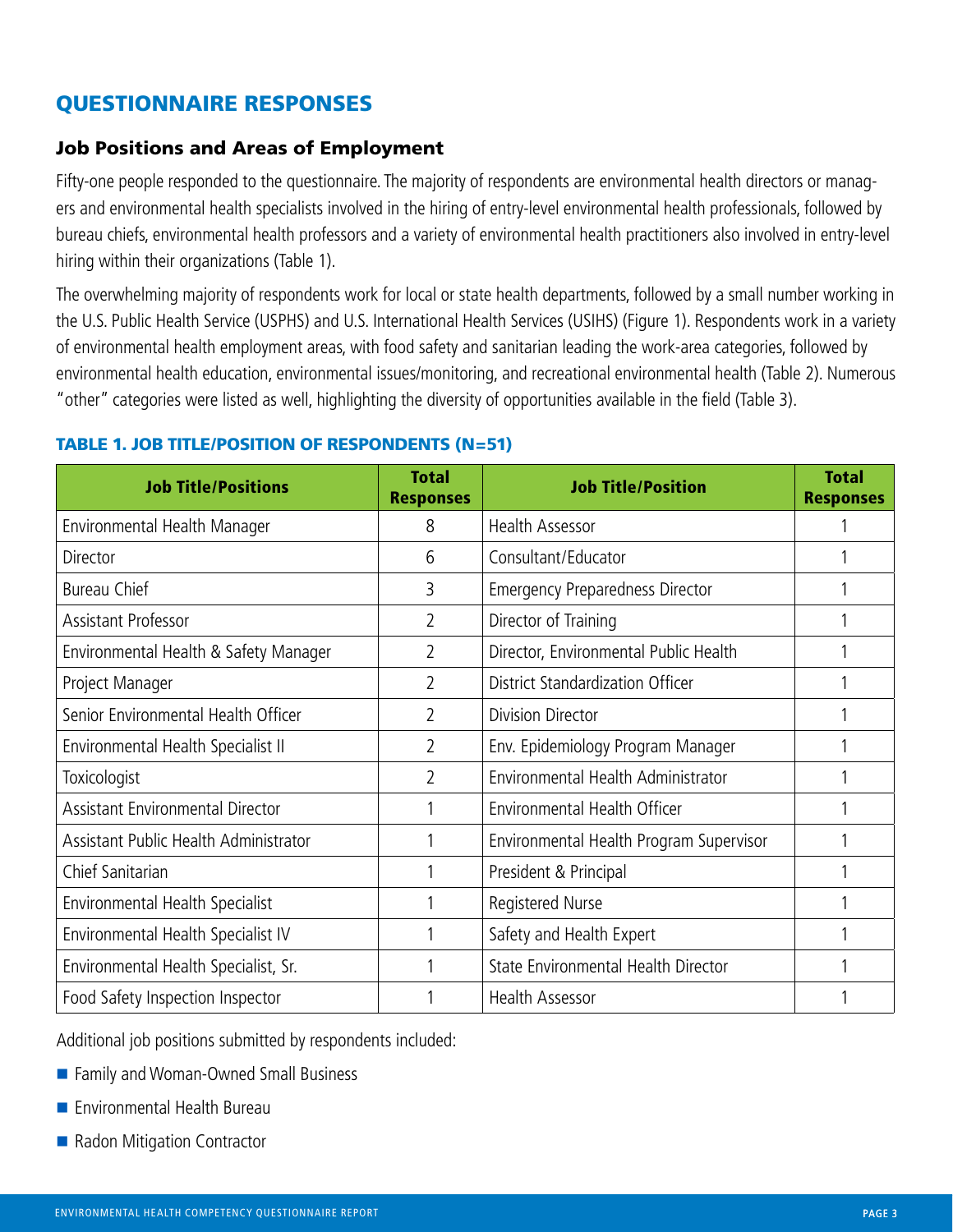## QUESTIONNAIRE RESPONSES

### Job Positions and Areas of Employment

Fifty-one people responded to the questionnaire. The majority of respondents are environmental health directors or managers and environmental health specialists involved in the hiring of entry-level environmental health professionals, followed by bureau chiefs, environmental health professors and a variety of environmental health practitioners also involved in entry-level hiring within their organizations (Table 1).

The overwhelming majority of respondents work for local or state health departments, followed by a small number working in the U.S. Public Health Service (USPHS) and U.S. International Health Services (USIHS) (Figure 1). Respondents work in a variety of environmental health employment areas, with food safety and sanitarian leading the work-area categories, followed by environmental health education, environmental issues/monitoring, and recreational environmental health (Table 2). Numerous "other" categories were listed as well, highlighting the diversity of opportunities available in the field (Table 3).

#### TABLE 1. JOB TITLE/POSITION OF RESPONDENTS (N=51)

| Job Title/Positions | Total Responses | Job Title/Position | Total Responses |
|---|---|---|---|
| Environmental Health Manager | 8 | Health Assessor | 1 |
| Director | 6 | Consultant/Educator | 1 |
| Bureau Chief | 3 | Emergency Preparedness Director | 1 |
| Assistant Professor | 2 | Director of Training | 1 |
| Environmental Health & Safety Manager | 2 | Director, Environmental Public Health | 1 |
| Project Manager | 2 | District Standardization Officer | 1 |
| Senior Environmental Health Officer | 2 | Division Director | 1 |
| Environmental Health Specialist II | 2 | Env. Epidemiology Program Manager | 1 |
| Toxicologist | 2 | Environmental Health Administrator | 1 |
| Assistant Environmental Director | 1 | Environmental Health Officer | 1 |
| Assistant Public Health Administrator | 1 | Environmental Health Program Supervisor | 1 |
| Chief Sanitarian | 1 | President & Principal | 1 |
| Environmental Health Specialist | 1 | Registered Nurse | 1 |
| Environmental Health Specialist IV | 1 | Safety and Health Expert | 1 |
| Environmental Health Specialist, Sr. | 1 | State Environmental Health Director | 1 |
| Food Safety Inspection Inspector | 1 | Health Assessor | 1 |

Additional job positions submitted by respondents included:

- Family and Woman-Owned Small Business
- Environmental Health Bureau
- Radon Mitigation Contractor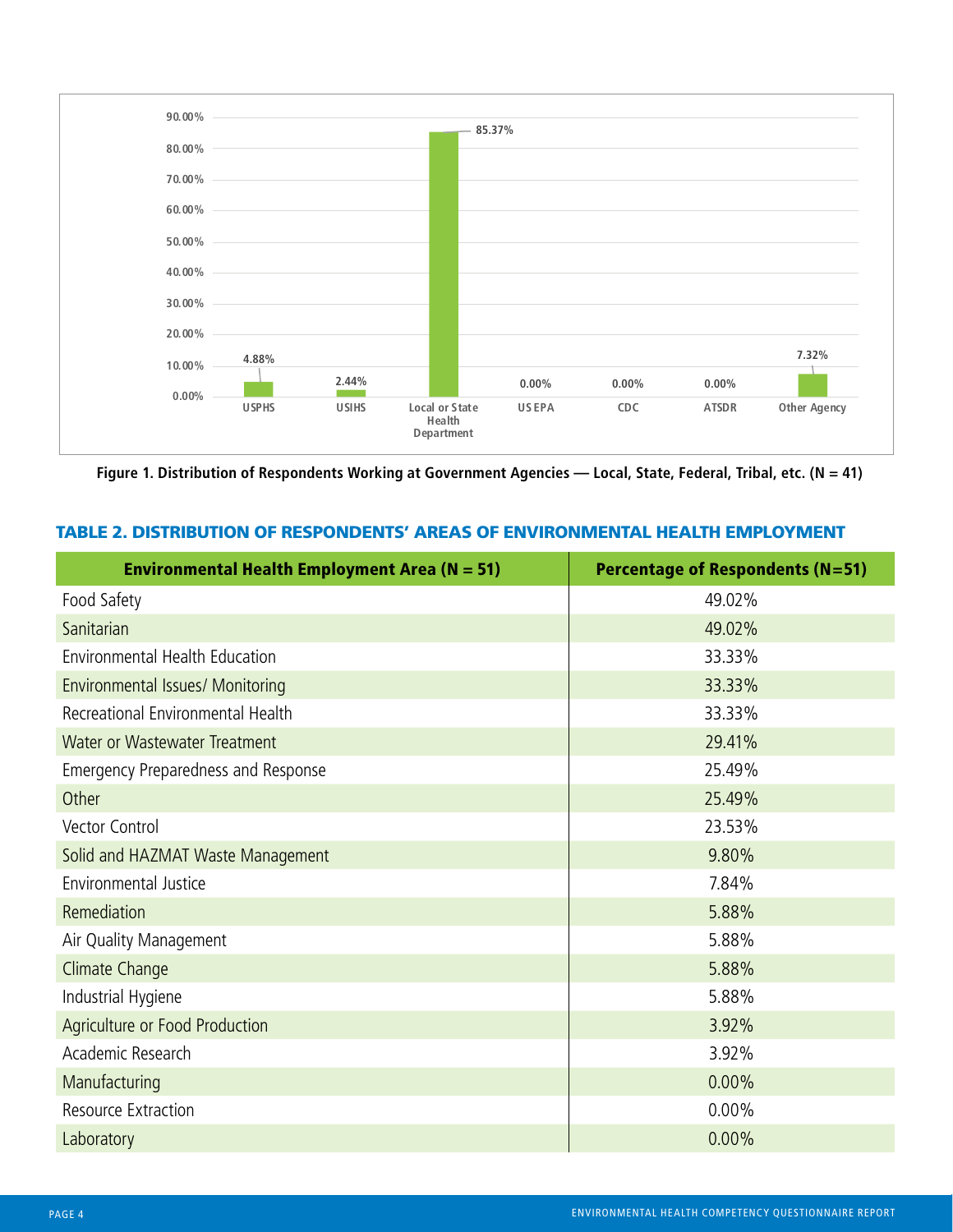| USPHS | USIHS | Local or State Health Department | US EPA | CDC | ATSDR | Other Agency |
|---|---|---|---|---|---|---|
| 4.88% | 2.44% | 85.37% | 0.00% | 0.00% | 0.00% | 7.32% |

**Figure 1. Distribution of Respondents Working at Government Agencies — Local, State, Federal, Tribal, etc. (N = 41)**

## TABLE 2. DISTRIBUTION OF RESPONDENTS' AREAS OF ENVIRONMENTAL HEALTH EMPLOYMENT

| Environmental Health Employment Area (N = 51) | Percentage of Respondents (N=51) |
|---|---|
| Food Safety | 49.02% |
| Sanitarian | 49.02% |
| Environmental Health Education | 33.33% |
| Environmental Issues/ Monitoring | 33.33% |
| Recreational Environmental Health | 33.33% |
| Water or Wastewater Treatment | 29.41% |
| Emergency Preparedness and Response | 25.49% |
| Other | 25.49% |
| Vector Control | 23.53% |
| Solid and HAZMAT Waste Management | 9.80% |
| Environmental Justice | 7.84% |
| Remediation | 5.88% |
| Air Quality Management | 5.88% |
| Climate Change | 5.88% |
| Industrial Hygiene | 5.88% |
| Agriculture or Food Production | 3.92% |
| Academic Research | 3.92% |
| Manufacturing | 0.00% |
| Resource Extraction | 0.00% |
| Laboratory | 0.00% |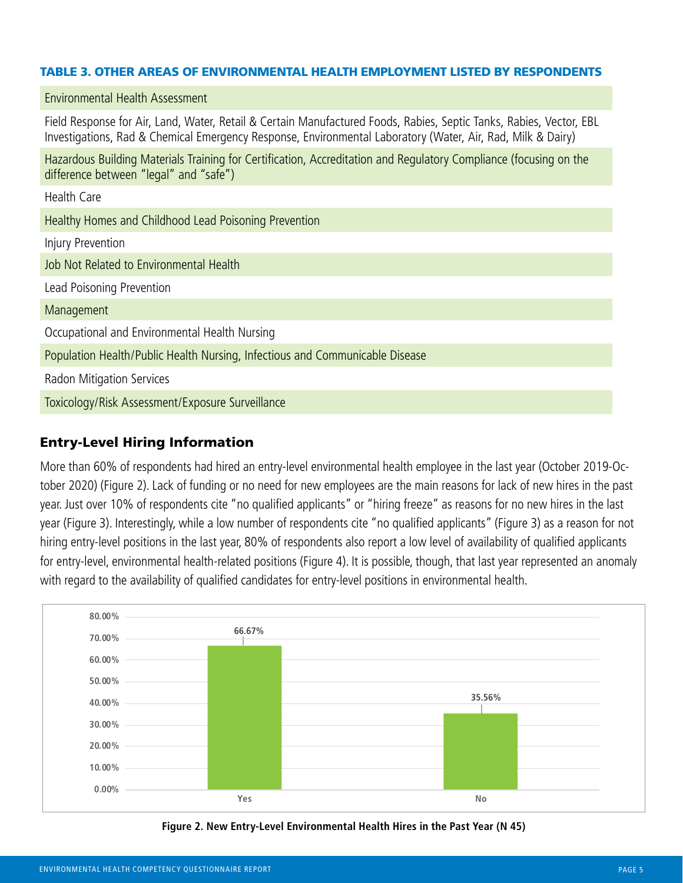**TABLE 3. OTHER AREAS OF ENVIRONMENTAL HEALTH EMPLOYMENT LISTED BY RESPONDENTS**

| Other Areas |
| --- |
| Environmental Health Assessment |
| Field Response for Air, Land, Water, Retail & Certain Manufactured Foods, Rabies, Septic Tanks, Rabies, Vector, EBL Investigations, Rad & Chemical Emergency Response, Environmental Laboratory (Water, Air, Rad, Milk & Dairy) |
| Hazardous Building Materials Training for Certification, Accreditation and Regulatory Compliance (focusing on the difference between "legal" and "safe") |
| Health Care |
| Healthy Homes and Childhood Lead Poisoning Prevention |
| Injury Prevention |
| Job Not Related to Environmental Health |
| Lead Poisoning Prevention |
| Management |
| Occupational and Environmental Health Nursing |
| Population Health/Public Health Nursing, Infectious and Communicable Disease |
| Radon Mitigation Services |
| Toxicology/Risk Assessment/Exposure Surveillance |

## Entry-Level Hiring Information

More than 60% of respondents had hired an entry-level environmental health employee in the last year (October 2019-October 2020) (Figure 2). Lack of funding or no need for new employees are the main reasons for lack of new hires in the past year. Just over 10% of respondents cite "no qualified applicants" or "hiring freeze" as reasons for no new hires in the last year (Figure 3). Interestingly, while a low number of respondents cite "no qualified applicants" (Figure 3) as a reason for not hiring entry-level positions in the last year, 80% of respondents also report a low level of availability of qualified applicants for entry-level, environmental health-related positions (Figure 4). It is possible, though, that last year represented an anomaly with regard to the availability of qualified candidates for entry-level positions in environmental health.

| Response | Percentage |
| --- | --- |
| Yes | 66.67% |
| No | 35.56% |

**Figure 2. New Entry-Level Environmental Health Hires in the Past Year (N 45)**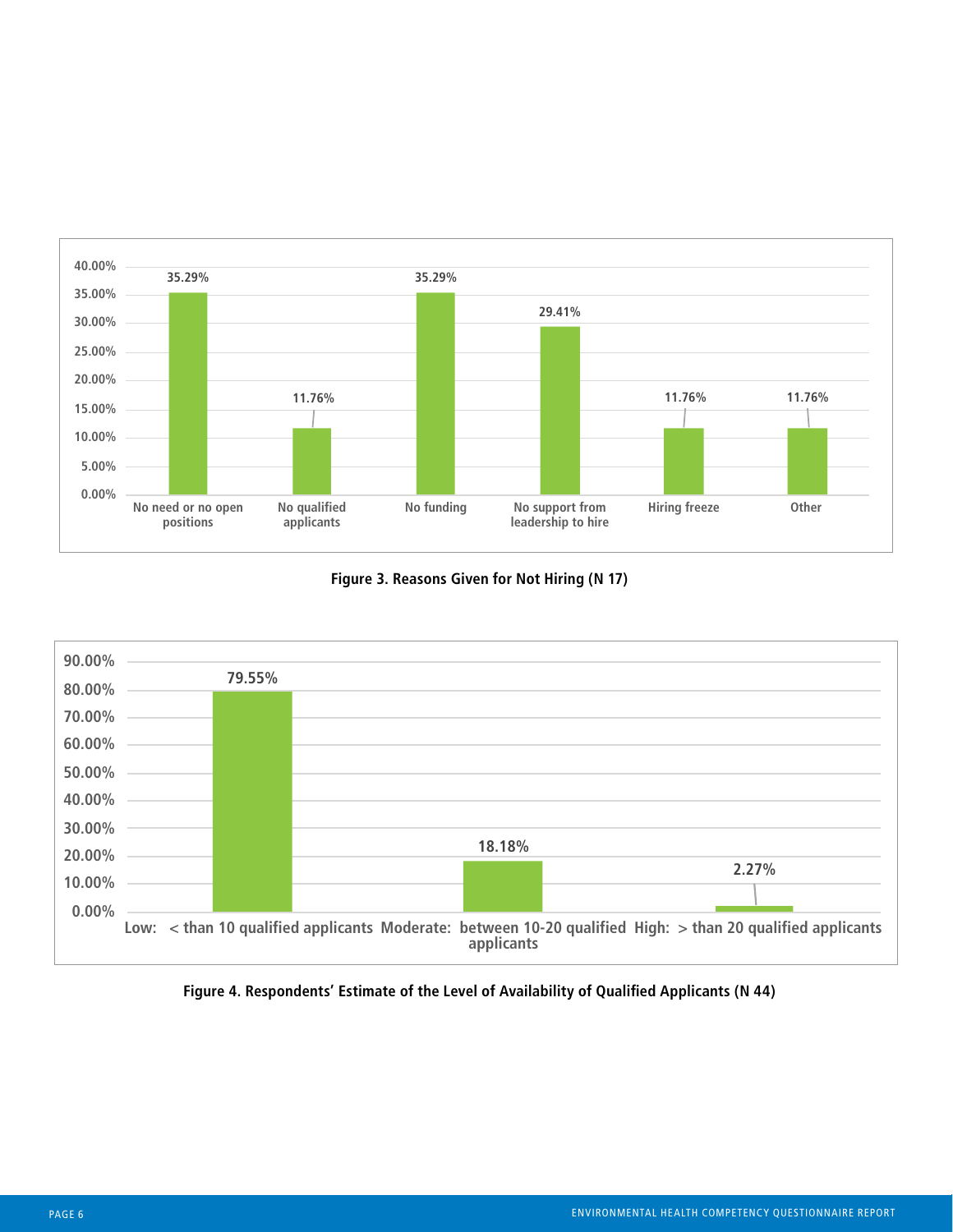| Reason | Percentage |
|---|---|
| No need or no open positions | 35.29% |
| No qualified applicants | 11.76% |
| No funding | 35.29% |
| No support from leadership to hire | 29.41% |
| Hiring freeze | 11.76% |
| Other | 11.76% |

**Figure 3. Reasons Given for Not Hiring (N 17)**

| Level of Availability | Percentage |
|---|---|
| Low: < than 10 qualified applicants | 79.55% |
| Moderate: between 10-20 qualified applicants | 18.18% |
| High: > than 20 qualified applicants | 2.27% |

**Figure 4. Respondents' Estimate of the Level of Availability of Qualified Applicants (N 44)**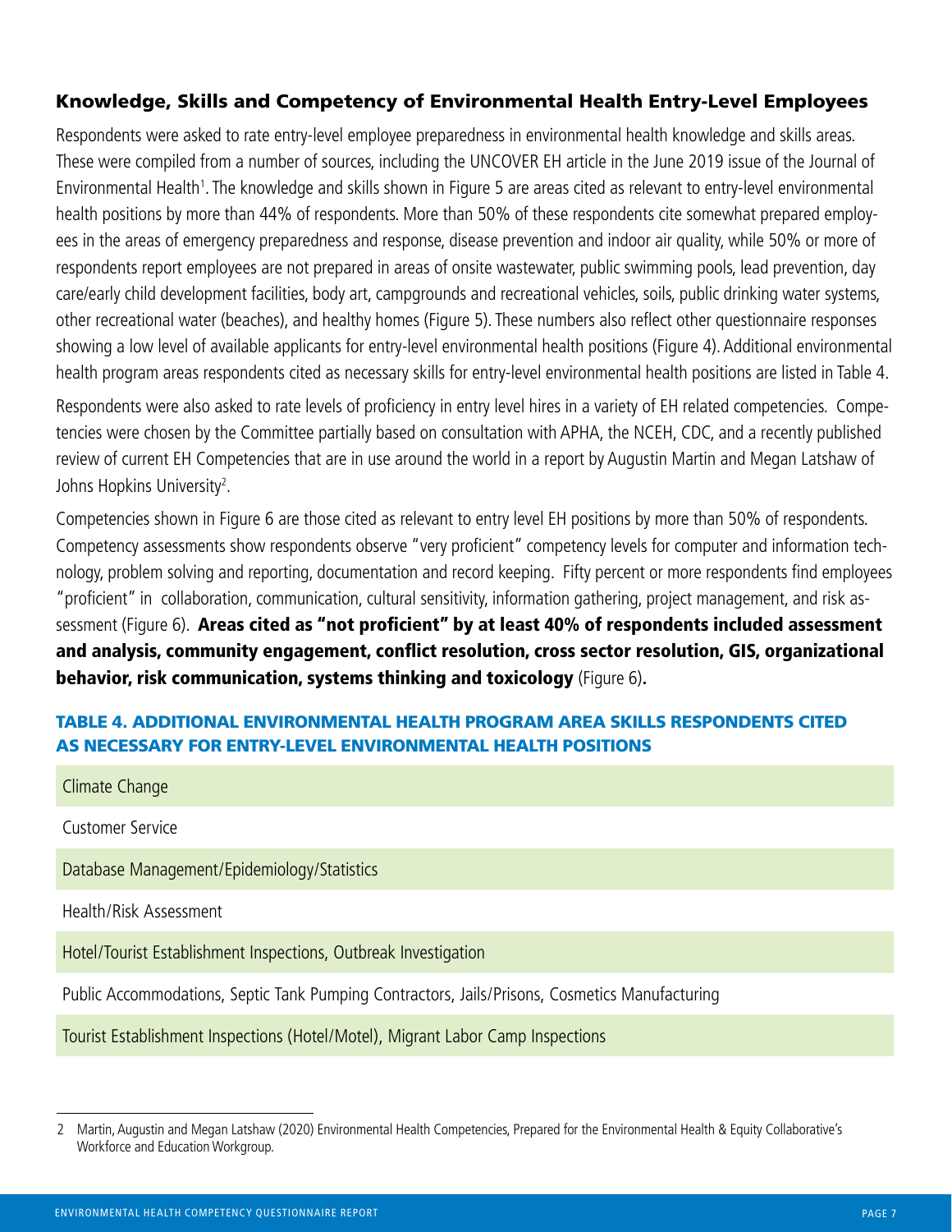## Knowledge, Skills and Competency of Environmental Health Entry-Level Employees

Respondents were asked to rate entry-level employee preparedness in environmental health knowledge and skills areas. These were compiled from a number of sources, including the UNCOVER EH article in the June 2019 issue of the Journal of Environmental Health[1]. The knowledge and skills shown in Figure 5 are areas cited as relevant to entry-level environmental health positions by more than 44% of respondents. More than 50% of these respondents cite somewhat prepared employees in the areas of emergency preparedness and response, disease prevention and indoor air quality, while 50% or more of respondents report employees are not prepared in areas of onsite wastewater, public swimming pools, lead prevention, day care/early child development facilities, body art, campgrounds and recreational vehicles, soils, public drinking water systems, other recreational water (beaches), and healthy homes (Figure 5). These numbers also reflect other questionnaire responses showing a low level of available applicants for entry-level environmental health positions (Figure 4). Additional environmental health program areas respondents cited as necessary skills for entry-level environmental health positions are listed in Table 4.

Respondents were also asked to rate levels of proficiency in entry level hires in a variety of EH related competencies. Competencies were chosen by the Committee partially based on consultation with APHA, the NCEH, CDC, and a recently published review of current EH Competencies that are in use around the world in a report by Augustin Martin and Megan Latshaw of Johns Hopkins University[2].

Competencies shown in Figure 6 are those cited as relevant to entry level EH positions by more than 50% of respondents. Competency assessments show respondents observe "very proficient" competency levels for computer and information technology, problem solving and reporting, documentation and record keeping. Fifty percent or more respondents find employees "proficient" in collaboration, communication, cultural sensitivity, information gathering, project management, and risk assessment (Figure 6). **Areas cited as "not proficient" by at least 40% of respondents included assessment and analysis, community engagement, conflict resolution, cross sector resolution, GIS, organizational behavior, risk communication, systems thinking and toxicology** (Figure 6).

### TABLE 4. ADDITIONAL ENVIRONMENTAL HEALTH PROGRAM AREA SKILLS RESPONDENTS CITED AS NECESSARY FOR ENTRY-LEVEL ENVIRONMENTAL HEALTH POSITIONS

| |
|---|
| Climate Change |
| Customer Service |
| Database Management/Epidemiology/Statistics |
| Health/Risk Assessment |
| Hotel/Tourist Establishment Inspections, Outbreak Investigation |
| Public Accommodations, Septic Tank Pumping Contractors, Jails/Prisons, Cosmetics Manufacturing |
| Tourist Establishment Inspections (Hotel/Motel), Migrant Labor Camp Inspections |

---

2 Martin, Augustin and Megan Latshaw (2020) Environmental Health Competencies, Prepared for the Environmental Health & Equity Collaborative's Workforce and Education Workgroup.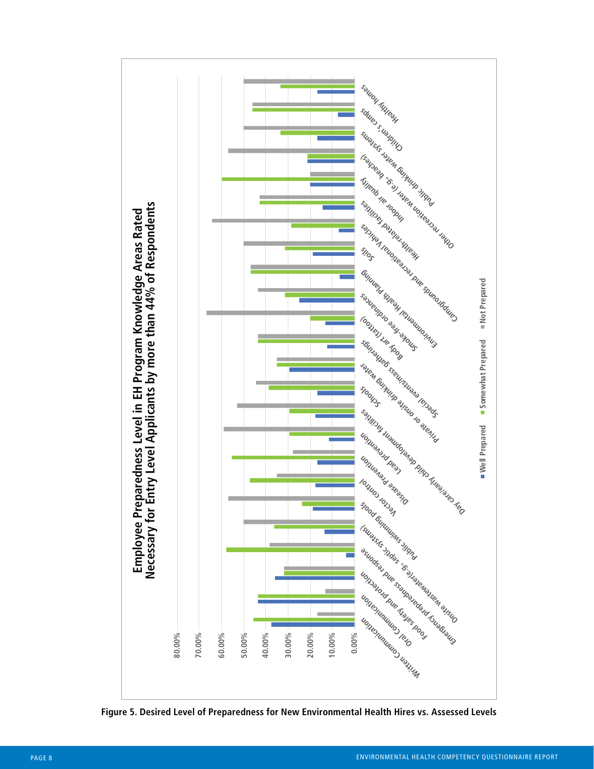## Employee Preparedness Level in EH Program Knowledge Areas Rated Necessary for Entry Level Applicants by more than 44% of Respondents

Legend: Well Prepared, Somewhat Prepared, Not Prepared

Y-axis: 0.00%, 10.00%, 20.00%, 30.00%, 40.00%, 50.00%, 60.00%, 70.00%, 80.00%

Categories: Written Communication; Oral Communication; Food safety and protection; Emergency preparedness and response; Onsite wastewater(e.g., septic systems); Public swimming pools; Vector control; Disease Prevention; Lead prevention; Day care/early child development facilities; Private or onsite drinking water; Schools; Special events/mass gatherings; Body art (tattoo); Smoke-free ordinances; Environmental Health Planning; Soils; Campgrounds and recreational Vehicles; Health-related facilities; Indoor air quality; Other recreation water (e.g., beaches); Public drinking water systems; Children's camps; Healthy homes

**Figure 5. Desired Level of Preparedness for New Environmental Health Hires vs. Assessed Levels**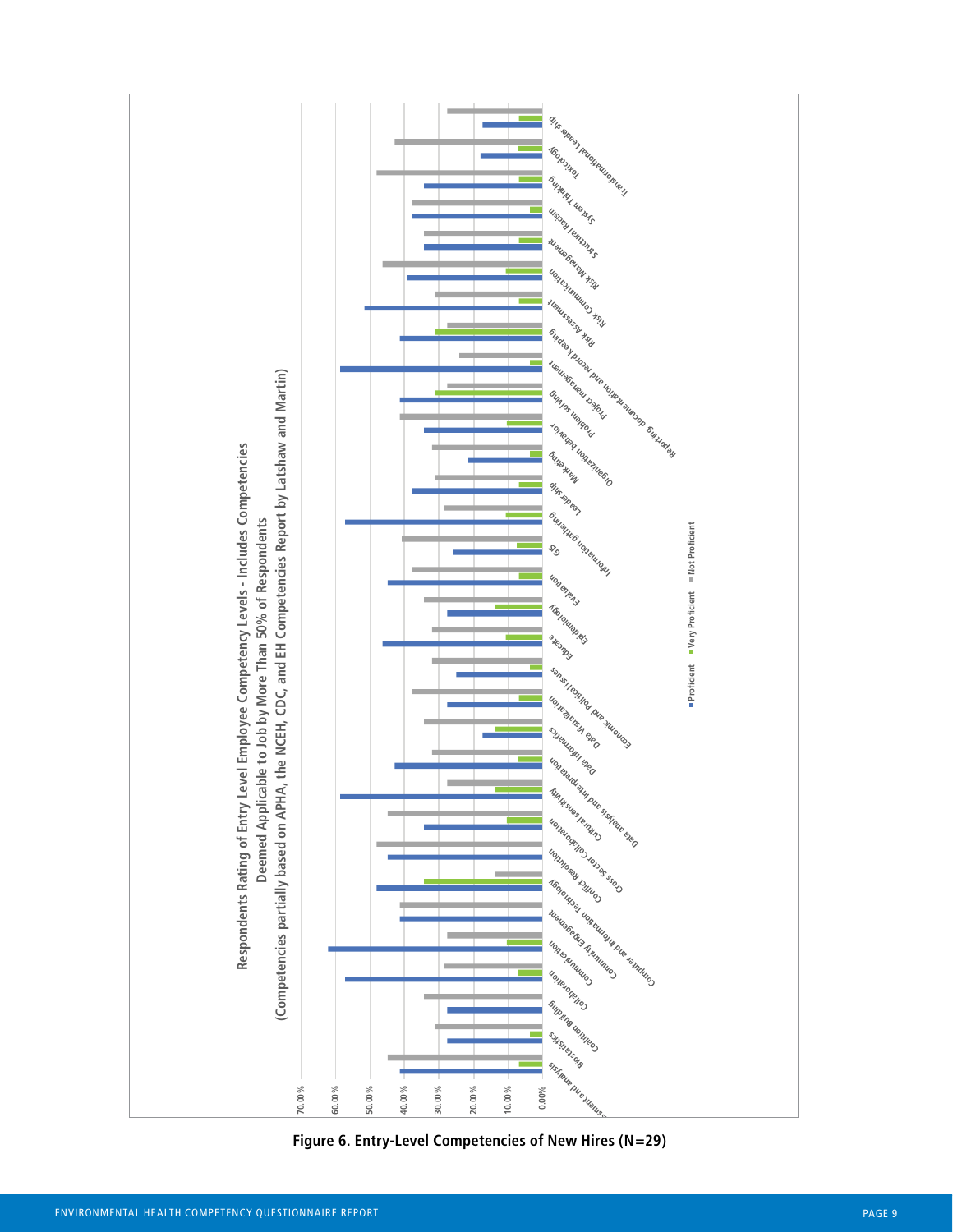**Respondents Rating of Entry Level Employee Competency Levels - Includes Competencies Deemed Applicable to Job by More Than 50% of Respondents**

**(Competencies partially based on APHA, the NCEH, CDC, and EH Competencies Report by Latshaw and Martin)**

Competencies (in chart order): Assessment and analysis; Biostatistics; Coalition Building; Collaboration; Communication; Community Engagement; Computer and information technology; Conflict Resolution; Cross Sector Collaboration; Cultural sensitivity; Data analysis and interpretation; Data Informatics; Data Visualization; Economic and Political Issues; Educate; Epidemiology; Evaluation; Information gathering; GIS; Leadership; Marketing; Organization behavior; Problem solving; Project management; Reporting documentation and record keeping; Risk Assessment; Risk Communication; Risk Management; Structural Racism; System Thinking; Toxicology; Transformational Leadership

Axis: 0.00% – 70.00%

Legend: Proficient; Very Proficient; Not Proficient

Figure 6. Entry-Level Competencies of New Hires (N=29)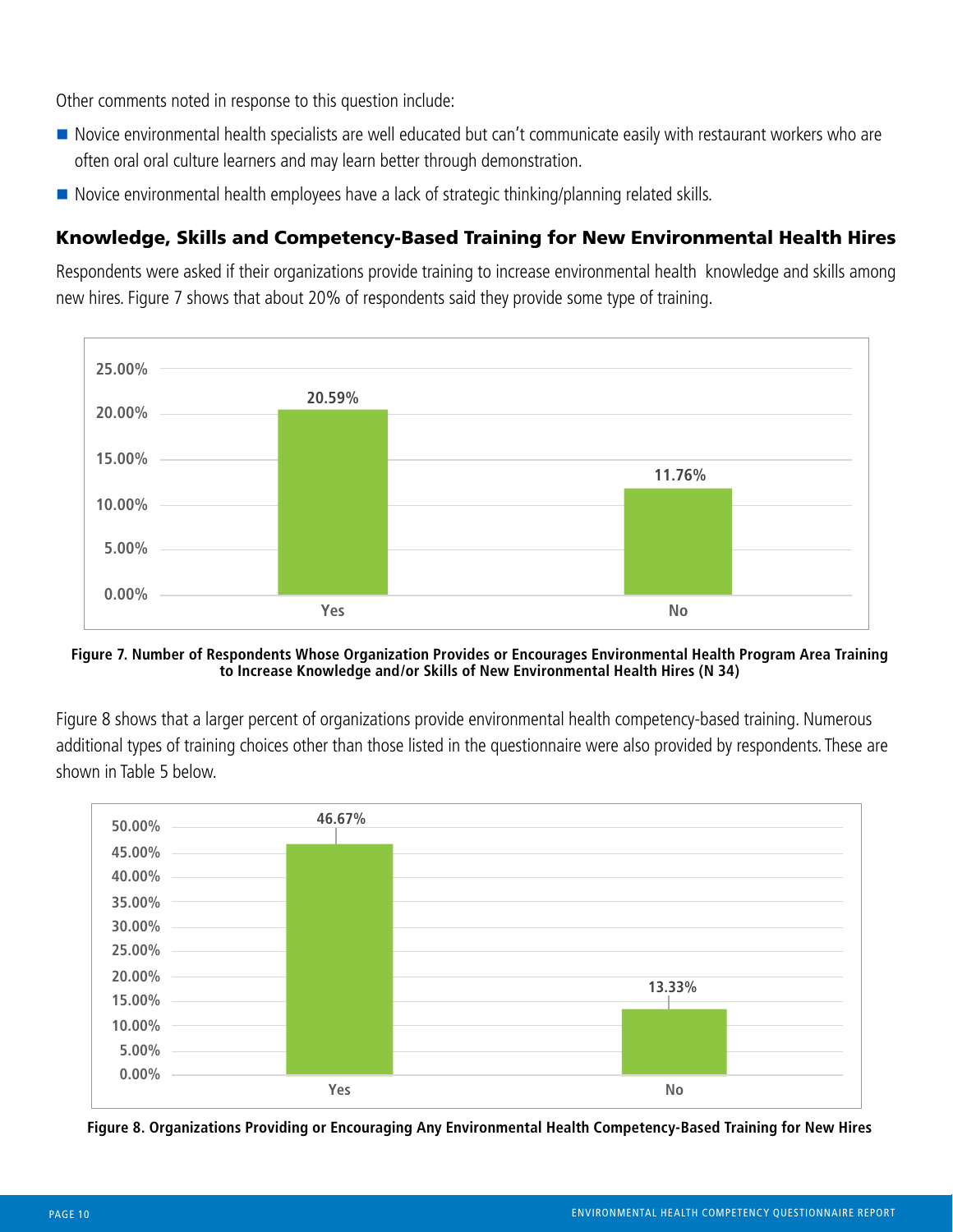Other comments noted in response to this question include:

- Novice environmental health specialists are well educated but can't communicate easily with restaurant workers who are often oral oral culture learners and may learn better through demonstration.
- Novice environmental health employees have a lack of strategic thinking/planning related skills.

## Knowledge, Skills and Competency-Based Training for New Environmental Health Hires

Respondents were asked if their organizations provide training to increase environmental health knowledge and skills among new hires. Figure 7 shows that about 20% of respondents said they provide some type of training.

| | Yes | No |
|---|---|---|
| Percent | 20.59% | 11.76% |

**Figure 7. Number of Respondents Whose Organization Provides or Encourages Environmental Health Program Area Training to Increase Knowledge and/or Skills of New Environmental Health Hires (N 34)**

Figure 8 shows that a larger percent of organizations provide environmental health competency-based training. Numerous additional types of training choices other than those listed in the questionnaire were also provided by respondents. These are shown in Table 5 below.

| | Yes | No |
|---|---|---|
| Percent | 46.67% | 13.33% |

**Figure 8. Organizations Providing or Encouraging Any Environmental Health Competency-Based Training for New Hires**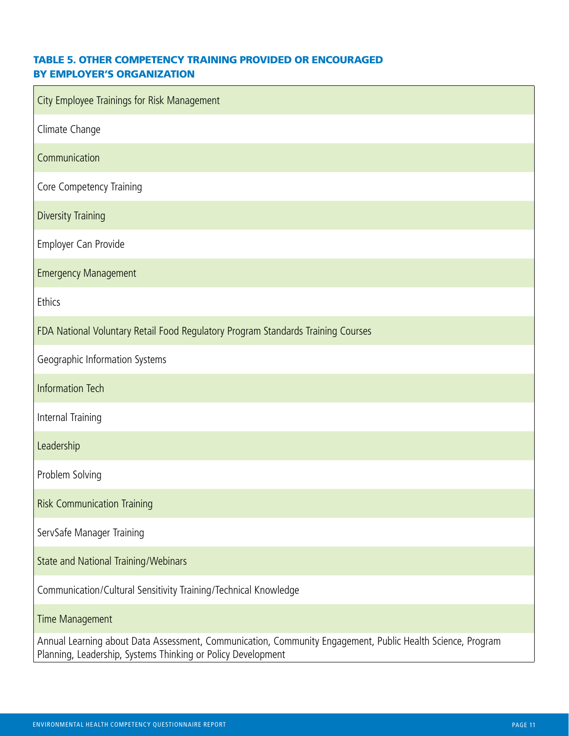### TABLE 5. OTHER COMPETENCY TRAINING PROVIDED OR ENCOURAGED BY EMPLOYER'S ORGANIZATION

| |
|---|
| City Employee Trainings for Risk Management |
| Climate Change |
| Communication |
| Core Competency Training |
| Diversity Training |
| Employer Can Provide |
| Emergency Management |
| Ethics |
| FDA National Voluntary Retail Food Regulatory Program Standards Training Courses |
| Geographic Information Systems |
| Information Tech |
| Internal Training |
| Leadership |
| Problem Solving |
| Risk Communication Training |
| ServSafe Manager Training |
| State and National Training/Webinars |
| Communication/Cultural Sensitivity Training/Technical Knowledge |
| Time Management |
| Annual Learning about Data Assessment, Communication, Community Engagement, Public Health Science, Program Planning, Leadership, Systems Thinking or Policy Development |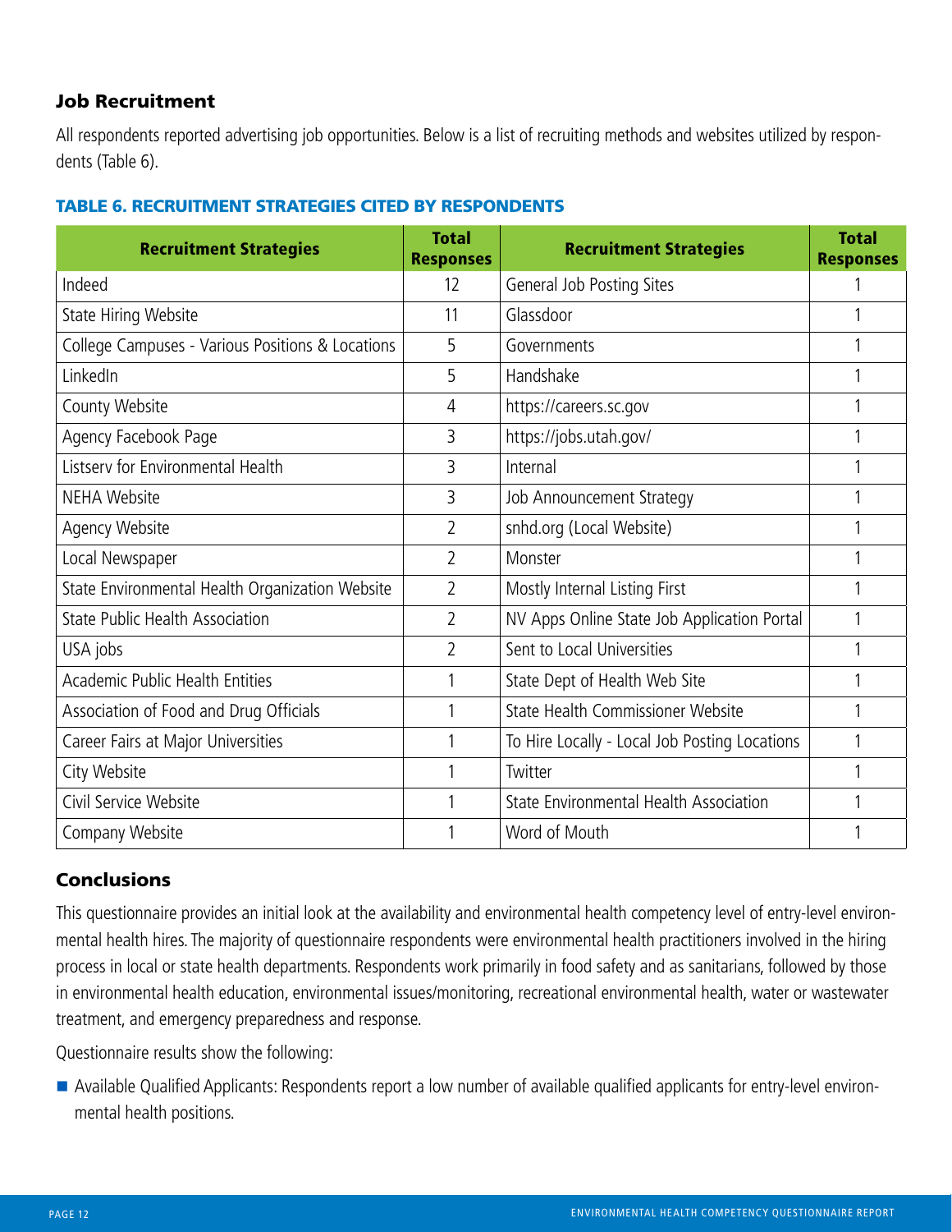## Job Recruitment

All respondents reported advertising job opportunities. Below is a list of recruiting methods and websites utilized by respondents (Table 6).

### TABLE 6. RECRUITMENT STRATEGIES CITED BY RESPONDENTS

| Recruitment Strategies | Total Responses | Recruitment Strategies | Total Responses |
|---|---|---|---|
| Indeed | 12 | General Job Posting Sites | 1 |
| State Hiring Website | 11 | Glassdoor | 1 |
| College Campuses - Various Positions & Locations | 5 | Governments | 1 |
| LinkedIn | 5 | Handshake | 1 |
| County Website | 4 | https://careers.sc.gov | 1 |
| Agency Facebook Page | 3 | https://jobs.utah.gov/ | 1 |
| Listserv for Environmental Health | 3 | Internal | 1 |
| NEHA Website | 3 | Job Announcement Strategy | 1 |
| Agency Website | 2 | snhd.org (Local Website) | 1 |
| Local Newspaper | 2 | Monster | 1 |
| State Environmental Health Organization Website | 2 | Mostly Internal Listing First | 1 |
| State Public Health Association | 2 | NV Apps Online State Job Application Portal | 1 |
| USA jobs | 2 | Sent to Local Universities | 1 |
| Academic Public Health Entities | 1 | State Dept of Health Web Site | 1 |
| Association of Food and Drug Officials | 1 | State Health Commissioner Website | 1 |
| Career Fairs at Major Universities | 1 | To Hire Locally - Local Job Posting Locations | 1 |
| City Website | 1 | Twitter | 1 |
| Civil Service Website | 1 | State Environmental Health Association | 1 |
| Company Website | 1 | Word of Mouth | 1 |

## Conclusions

This questionnaire provides an initial look at the availability and environmental health competency level of entry-level environmental health hires. The majority of questionnaire respondents were environmental health practitioners involved in the hiring process in local or state health departments. Respondents work primarily in food safety and as sanitarians, followed by those in environmental health education, environmental issues/monitoring, recreational environmental health, water or wastewater treatment, and emergency preparedness and response.

Questionnaire results show the following:

- Available Qualified Applicants: Respondents report a low number of available qualified applicants for entry-level environmental health positions.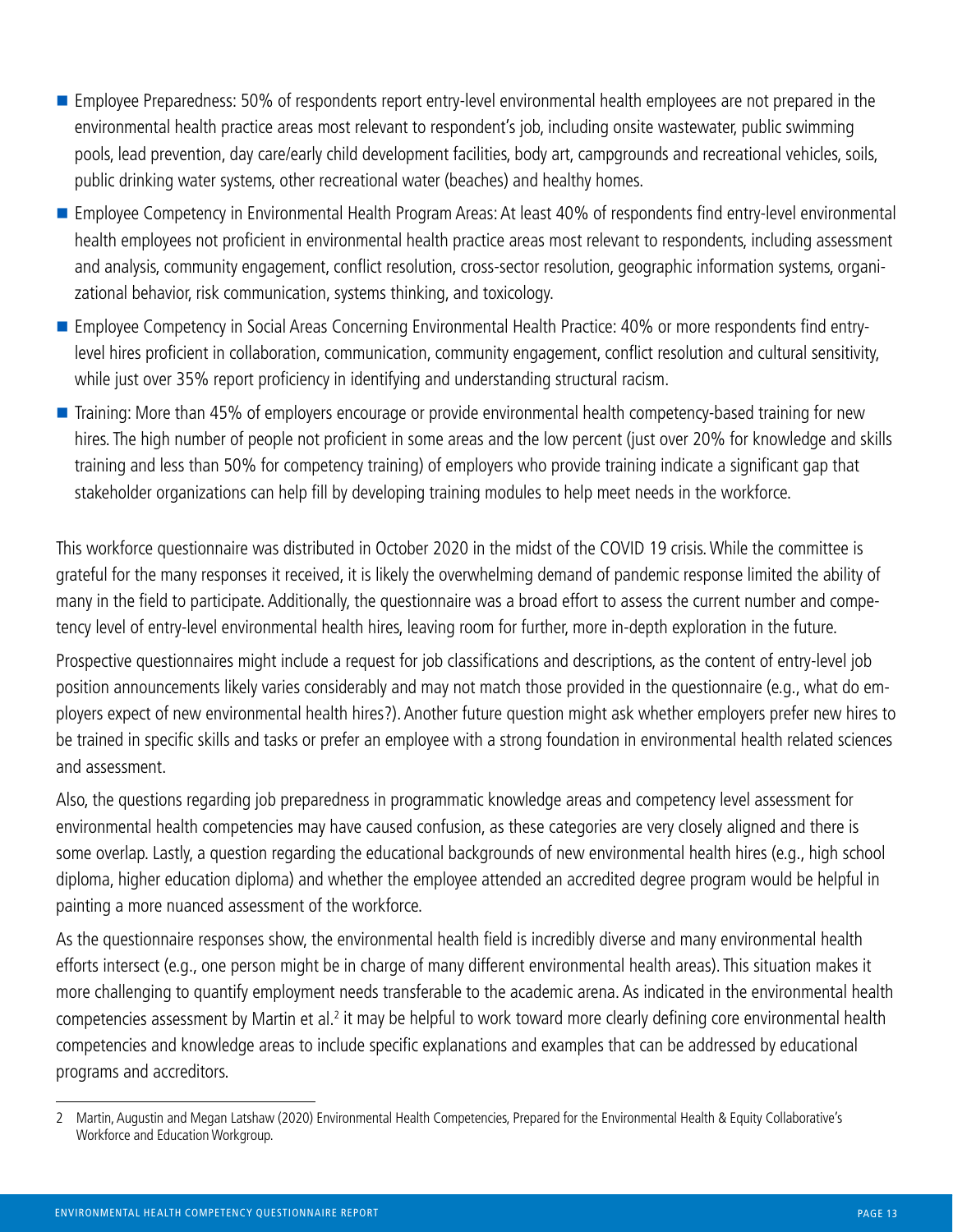- Employee Preparedness: 50% of respondents report entry-level environmental health employees are not prepared in the environmental health practice areas most relevant to respondent's job, including onsite wastewater, public swimming pools, lead prevention, day care/early child development facilities, body art, campgrounds and recreational vehicles, soils, public drinking water systems, other recreational water (beaches) and healthy homes.
- Employee Competency in Environmental Health Program Areas: At least 40% of respondents find entry-level environmental health employees not proficient in environmental health practice areas most relevant to respondents, including assessment and analysis, community engagement, conflict resolution, cross-sector resolution, geographic information systems, organizational behavior, risk communication, systems thinking, and toxicology.
- Employee Competency in Social Areas Concerning Environmental Health Practice: 40% or more respondents find entry-level hires proficient in collaboration, communication, community engagement, conflict resolution and cultural sensitivity, while just over 35% report proficiency in identifying and understanding structural racism.
- Training: More than 45% of employers encourage or provide environmental health competency-based training for new hires. The high number of people not proficient in some areas and the low percent (just over 20% for knowledge and skills training and less than 50% for competency training) of employers who provide training indicate a significant gap that stakeholder organizations can help fill by developing training modules to help meet needs in the workforce.

This workforce questionnaire was distributed in October 2020 in the midst of the COVID 19 crisis. While the committee is grateful for the many responses it received, it is likely the overwhelming demand of pandemic response limited the ability of many in the field to participate. Additionally, the questionnaire was a broad effort to assess the current number and competency level of entry-level environmental health hires, leaving room for further, more in-depth exploration in the future.

Prospective questionnaires might include a request for job classifications and descriptions, as the content of entry-level job position announcements likely varies considerably and may not match those provided in the questionnaire (e.g., what do employers expect of new environmental health hires?). Another future question might ask whether employers prefer new hires to be trained in specific skills and tasks or prefer an employee with a strong foundation in environmental health related sciences and assessment.

Also, the questions regarding job preparedness in programmatic knowledge areas and competency level assessment for environmental health competencies may have caused confusion, as these categories are very closely aligned and there is some overlap. Lastly, a question regarding the educational backgrounds of new environmental health hires (e.g., high school diploma, higher education diploma) and whether the employee attended an accredited degree program would be helpful in painting a more nuanced assessment of the workforce.

As the questionnaire responses show, the environmental health field is incredibly diverse and many environmental health efforts intersect (e.g., one person might be in charge of many different environmental health areas). This situation makes it more challenging to quantify employment needs transferable to the academic arena. As indicated in the environmental health competencies assessment by Martin et al.[2] it may be helpful to work toward more clearly defining core environmental health competencies and knowledge areas to include specific explanations and examples that can be addressed by educational programs and accreditors.

---

2 Martin, Augustin and Megan Latshaw (2020) Environmental Health Competencies, Prepared for the Environmental Health & Equity Collaborative's Workforce and Education Workgroup.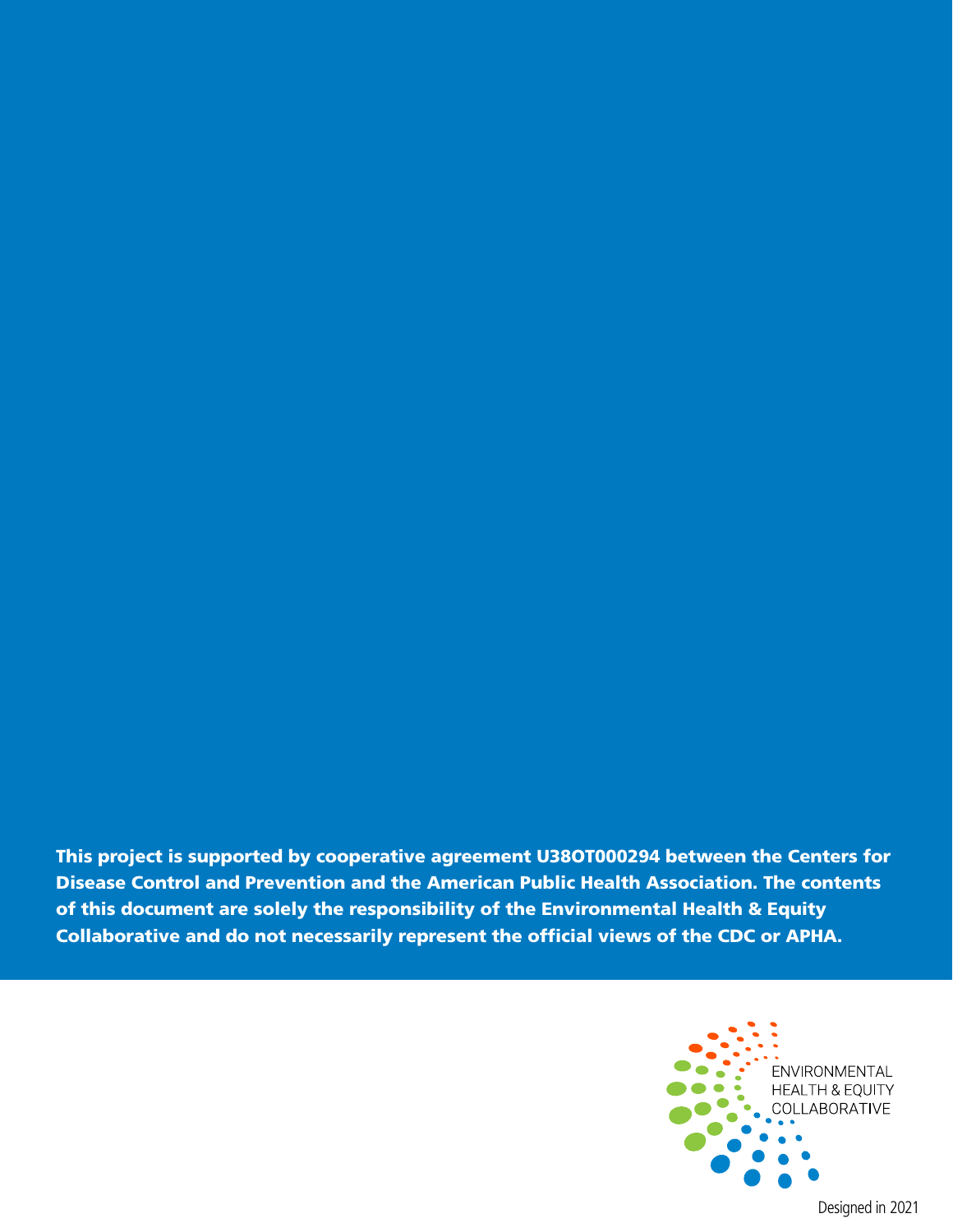**This project is supported by cooperative agreement U38OT000294 between the Centers for Disease Control and Prevention and the American Public Health Association. The contents of this document are solely the responsibility of the Environmental Health & Equity Collaborative and do not necessarily represent the official views of the CDC or APHA.**

ENVIRONMENTAL HEALTH & EQUITY COLLABORATIVE

Designed in 2021